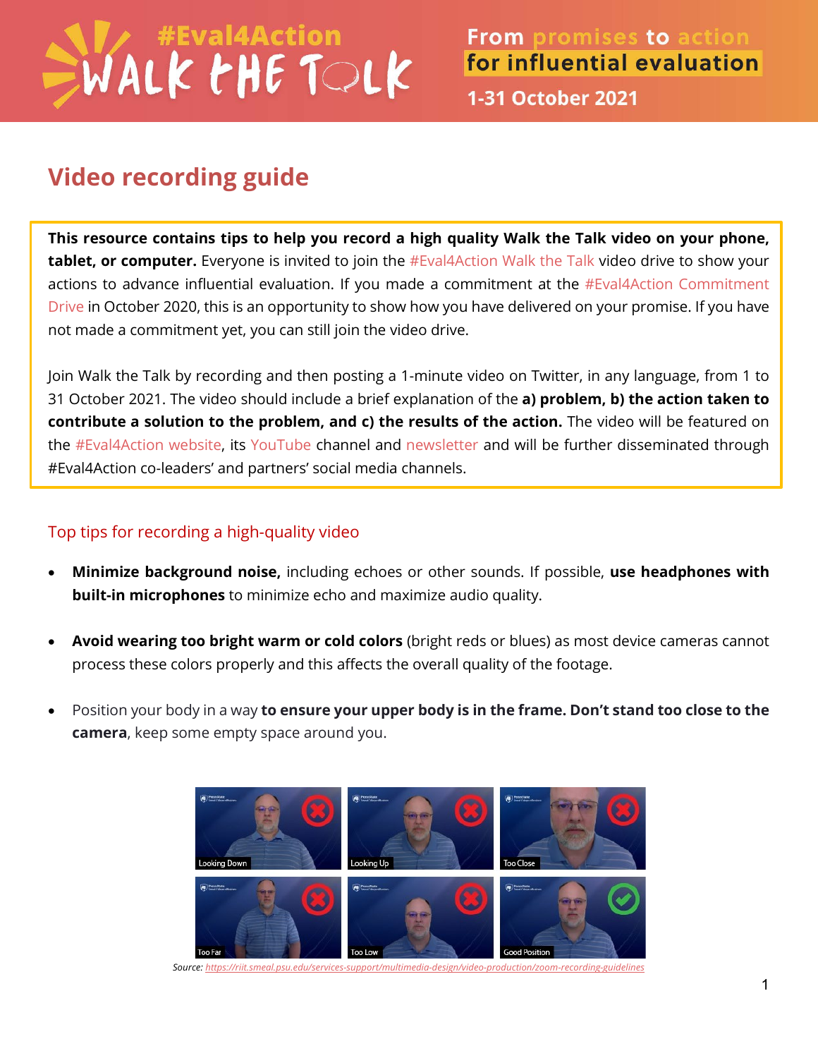#Eval4Action WALK THE TALK

From promises to action for influential evaluation

1-31 October 2021

# Video recording guide

**This resource contains tips to help you record a high quality Walk the Talk video on your phone, tablet, or computer.** Everyone is invited to join the #Eval4Action Walk the Talk video drive to show your actions to advance influential evaluation. If you made a commitment at the #Eval4Action Commitment Drive in October 2020, this is an opportunity to show how you have delivered on your promise. If you have not made a commitment yet, you can still join the video drive.

Join Walk the Talk by recording and then posting a 1-minute video on Twitter, in any language, from 1 to 31 October 2021. The video should include a brief explanation of the **a) problem, b) the action taken to contribute a solution to the problem, and c) the results of the action.** The video will be featured on the #Eval4Action website, its YouTube channel and newsletter and will be further disseminated through #Eval4Action co-leaders' and partners' social media channels.

## Top tips for recording a high-quality video

- **Minimize background noise,** including echoes or other sounds. If possible, **use headphones with built-in microphones** to minimize echo and maximize audio quality.
- **Avoid wearing too bright warm or cold colors** (bright reds or blues) as most device cameras cannot process these colors properly and this affects the overall quality of the footage.
- Position your body in a way **to ensure your upper body is in the frame. Don't stand too close to the camera**, keep some empty space around you.

Looking Down | Looking Up | Too Close | Too Far | Too Low | Good Position

*Source: https://riit.smeal.psu.edu/services-support/multimedia-design/video-production/zoom-recording-guidelines*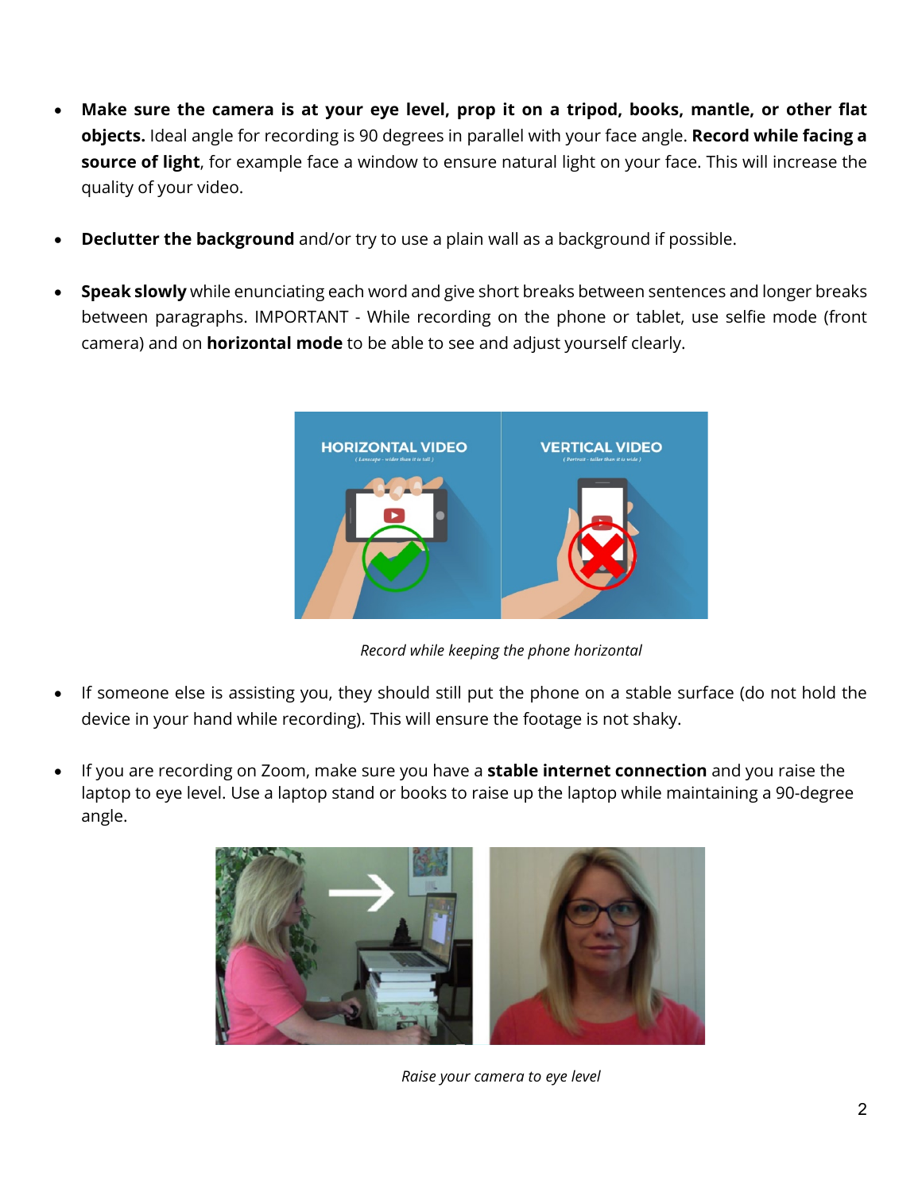- **Make sure the camera is at your eye level, prop it on a tripod, books, mantle, or other flat objects.** Ideal angle for recording is 90 degrees in parallel with your face angle. **Record while facing a source of light**, for example face a window to ensure natural light on your face. This will increase the quality of your video.

- **Declutter the background** and/or try to use a plain wall as a background if possible.

- **Speak slowly** while enunciating each word and give short breaks between sentences and longer breaks between paragraphs. IMPORTANT - While recording on the phone or tablet, use selfie mode (front camera) and on **horizontal mode** to be able to see and adjust yourself clearly.

*Record while keeping the phone horizontal*

- If someone else is assisting you, they should still put the phone on a stable surface (do not hold the device in your hand while recording). This will ensure the footage is not shaky.

- If you are recording on Zoom, make sure you have a **stable internet connection** and you raise the laptop to eye level. Use a laptop stand or books to raise up the laptop while maintaining a 90-degree angle.

*Raise your camera to eye level*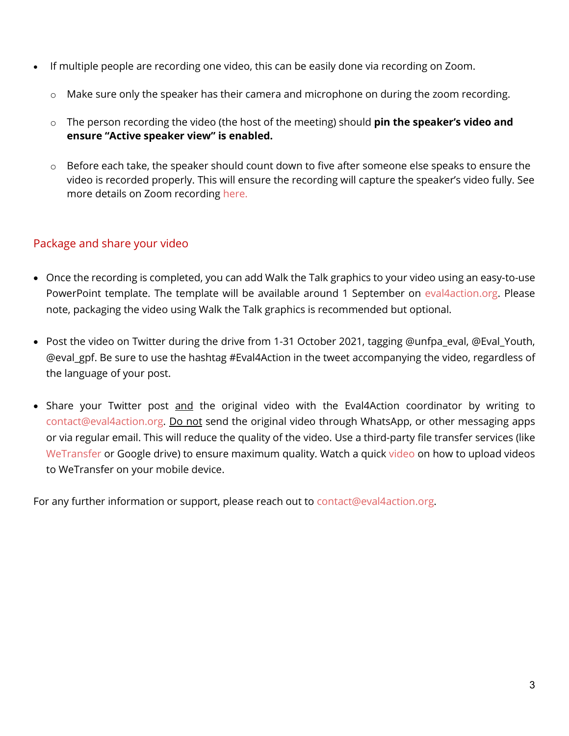- If multiple people are recording one video, this can be easily done via recording on Zoom.
  - Make sure only the speaker has their camera and microphone on during the zoom recording.
  - The person recording the video (the host of the meeting) should **pin the speaker's video and ensure "Active speaker view" is enabled.**
  - Before each take, the speaker should count down to five after someone else speaks to ensure the video is recorded properly. This will ensure the recording will capture the speaker's video fully. See more details on Zoom recording here.

## Package and share your video

- Once the recording is completed, you can add Walk the Talk graphics to your video using an easy-to-use PowerPoint template. The template will be available around 1 September on eval4action.org. Please note, packaging the video using Walk the Talk graphics is recommended but optional.
- Post the video on Twitter during the drive from 1-31 October 2021, tagging @unfpa_eval, @Eval_Youth, @eval_gpf. Be sure to use the hashtag #Eval4Action in the tweet accompanying the video, regardless of the language of your post.
- Share your Twitter post <u>and</u> the original video with the Eval4Action coordinator by writing to contact@eval4action.org. <u>Do not</u> send the original video through WhatsApp, or other messaging apps or via regular email. This will reduce the quality of the video. Use a third-party file transfer services (like WeTransfer or Google drive) to ensure maximum quality. Watch a quick video on how to upload videos to WeTransfer on your mobile device.

For any further information or support, please reach out to contact@eval4action.org.